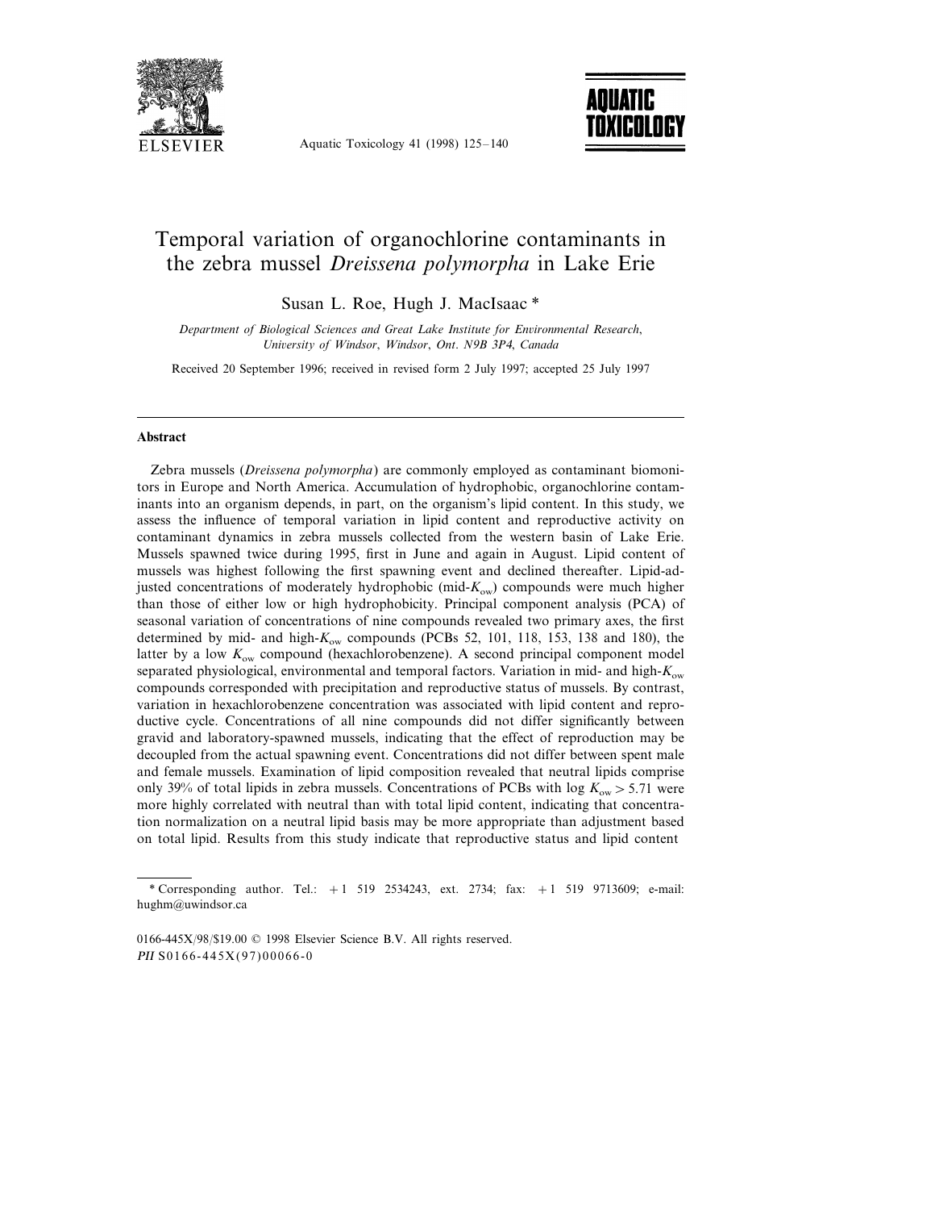# Temporal variation of organochlorine contaminants in the zebra mussel *Dreissena polymorpha* in Lake Erie

Susan L. Roe, Hugh J. MacIsaac *

*Department of Biological Sciences and Great Lake Institute for Environmental Research, University of Windsor, Windsor, Ont. N9B 3P4, Canada*

Received 20 September 1996; received in revised form 2 July 1997; accepted 25 July 1997

## Abstract

Zebra mussels (*Dreissena polymorpha*) are commonly employed as contaminant biomonitors in Europe and North America. Accumulation of hydrophobic, organochlorine contaminants into an organism depends, in part, on the organism's lipid content. In this study, we assess the influence of temporal variation in lipid content and reproductive activity on contaminant dynamics in zebra mussels collected from the western basin of Lake Erie. Mussels spawned twice during 1995, first in June and again in August. Lipid content of mussels was highest following the first spawning event and declined thereafter. Lipid-adjusted concentrations of moderately hydrophobic (mid-$K_{ow}$) compounds were much higher than those of either low or high hydrophobicity. Principal component analysis (PCA) of seasonal variation of concentrations of nine compounds revealed two primary axes, the first determined by mid- and high-$K_{ow}$ compounds (PCBs 52, 101, 118, 153, 138 and 180), the latter by a low $K_{ow}$ compound (hexachlorobenzene). A second principal component model separated physiological, environmental and temporal factors. Variation in mid- and high-$K_{ow}$ compounds corresponded with precipitation and reproductive status of mussels. By contrast, variation in hexachlorobenzene concentration was associated with lipid content and reproductive cycle. Concentrations of all nine compounds did not differ significantly between gravid and laboratory-spawned mussels, indicating that the effect of reproduction may be decoupled from the actual spawning event. Concentrations did not differ between spent male and female mussels. Examination of lipid composition revealed that neutral lipids comprise only 39% of total lipids in zebra mussels. Concentrations of PCBs with log $K_{ow} > 5.71$ were more highly correlated with neutral than with total lipid content, indicating that concentration normalization on a neutral lipid basis may be more appropriate than adjustment based on total lipid. Results from this study indicate that reproductive status and lipid content

* Corresponding author. Tel.: +1 519 2534243, ext. 2734; fax: +1 519 9713609; e-mail: hughm@uwindsor.ca

0166-445X/98/$19.00 © 1998 Elsevier Science B.V. All rights reserved.
*PII* S0166-445X(97)00066-0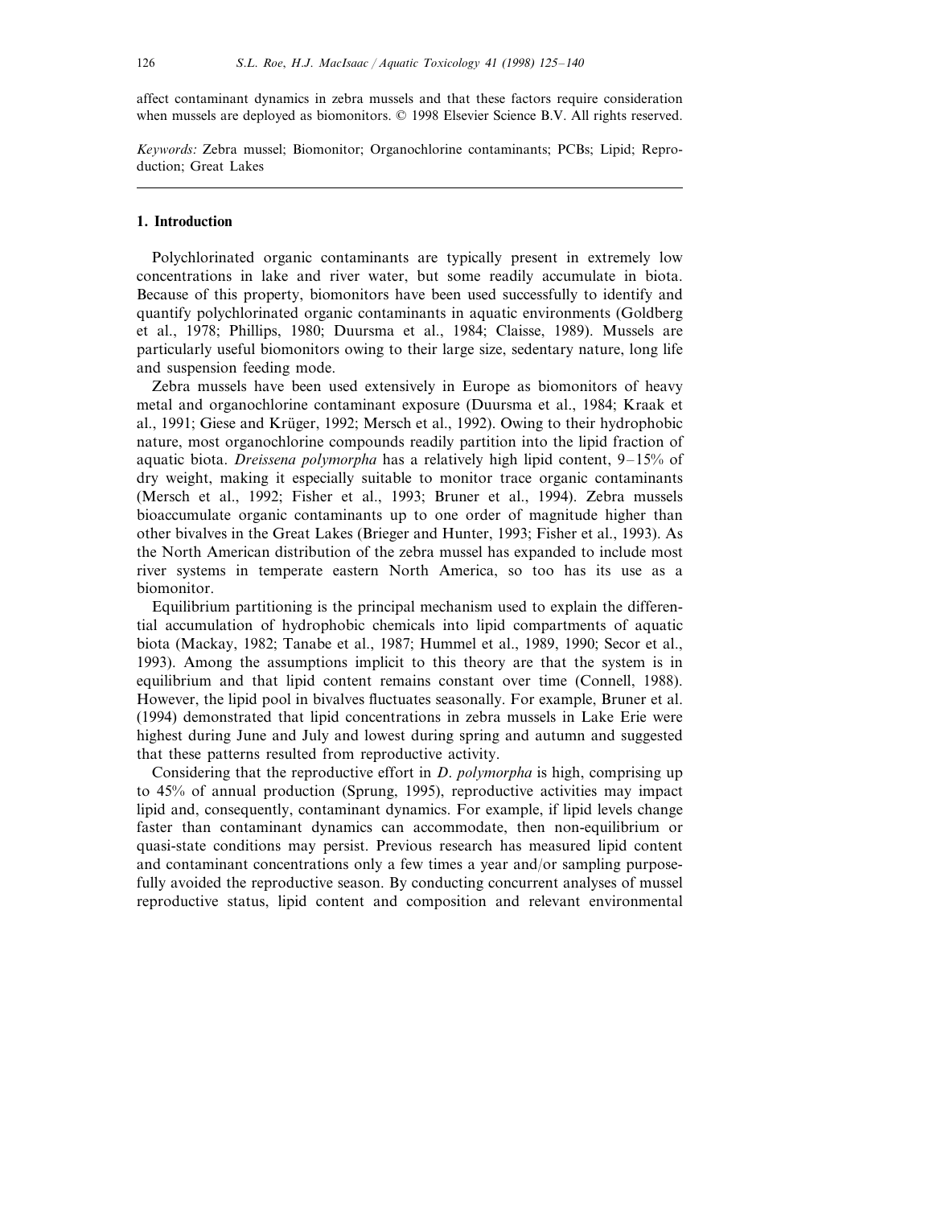affect contaminant dynamics in zebra mussels and that these factors require consideration when mussels are deployed as biomonitors. © 1998 Elsevier Science B.V. All rights reserved.

*Keywords:* Zebra mussel; Biomonitor; Organochlorine contaminants; PCBs; Lipid; Reproduction; Great Lakes

## 1. Introduction

Polychlorinated organic contaminants are typically present in extremely low concentrations in lake and river water, but some readily accumulate in biota. Because of this property, biomonitors have been used successfully to identify and quantify polychlorinated organic contaminants in aquatic environments (Goldberg et al., 1978; Phillips, 1980; Duursma et al., 1984; Claisse, 1989). Mussels are particularly useful biomonitors owing to their large size, sedentary nature, long life and suspension feeding mode.

Zebra mussels have been used extensively in Europe as biomonitors of heavy metal and organochlorine contaminant exposure (Duursma et al., 1984; Kraak et al., 1991; Giese and Krüger, 1992; Mersch et al., 1992). Owing to their hydrophobic nature, most organochlorine compounds readily partition into the lipid fraction of aquatic biota. *Dreissena polymorpha* has a relatively high lipid content, 9–15% of dry weight, making it especially suitable to monitor trace organic contaminants (Mersch et al., 1992; Fisher et al., 1993; Bruner et al., 1994). Zebra mussels bioaccumulate organic contaminants up to one order of magnitude higher than other bivalves in the Great Lakes (Brieger and Hunter, 1993; Fisher et al., 1993). As the North American distribution of the zebra mussel has expanded to include most river systems in temperate eastern North America, so too has its use as a biomonitor.

Equilibrium partitioning is the principal mechanism used to explain the differential accumulation of hydrophobic chemicals into lipid compartments of aquatic biota (Mackay, 1982; Tanabe et al., 1987; Hummel et al., 1989, 1990; Secor et al., 1993). Among the assumptions implicit to this theory are that the system is in equilibrium and that lipid content remains constant over time (Connell, 1988). However, the lipid pool in bivalves fluctuates seasonally. For example, Bruner et al. (1994) demonstrated that lipid concentrations in zebra mussels in Lake Erie were highest during June and July and lowest during spring and autumn and suggested that these patterns resulted from reproductive activity.

Considering that the reproductive effort in *D. polymorpha* is high, comprising up to 45% of annual production (Sprung, 1995), reproductive activities may impact lipid and, consequently, contaminant dynamics. For example, if lipid levels change faster than contaminant dynamics can accommodate, then non-equilibrium or quasi-state conditions may persist. Previous research has measured lipid content and contaminant concentrations only a few times a year and/or sampling purposefully avoided the reproductive season. By conducting concurrent analyses of mussel reproductive status, lipid content and composition and relevant environmental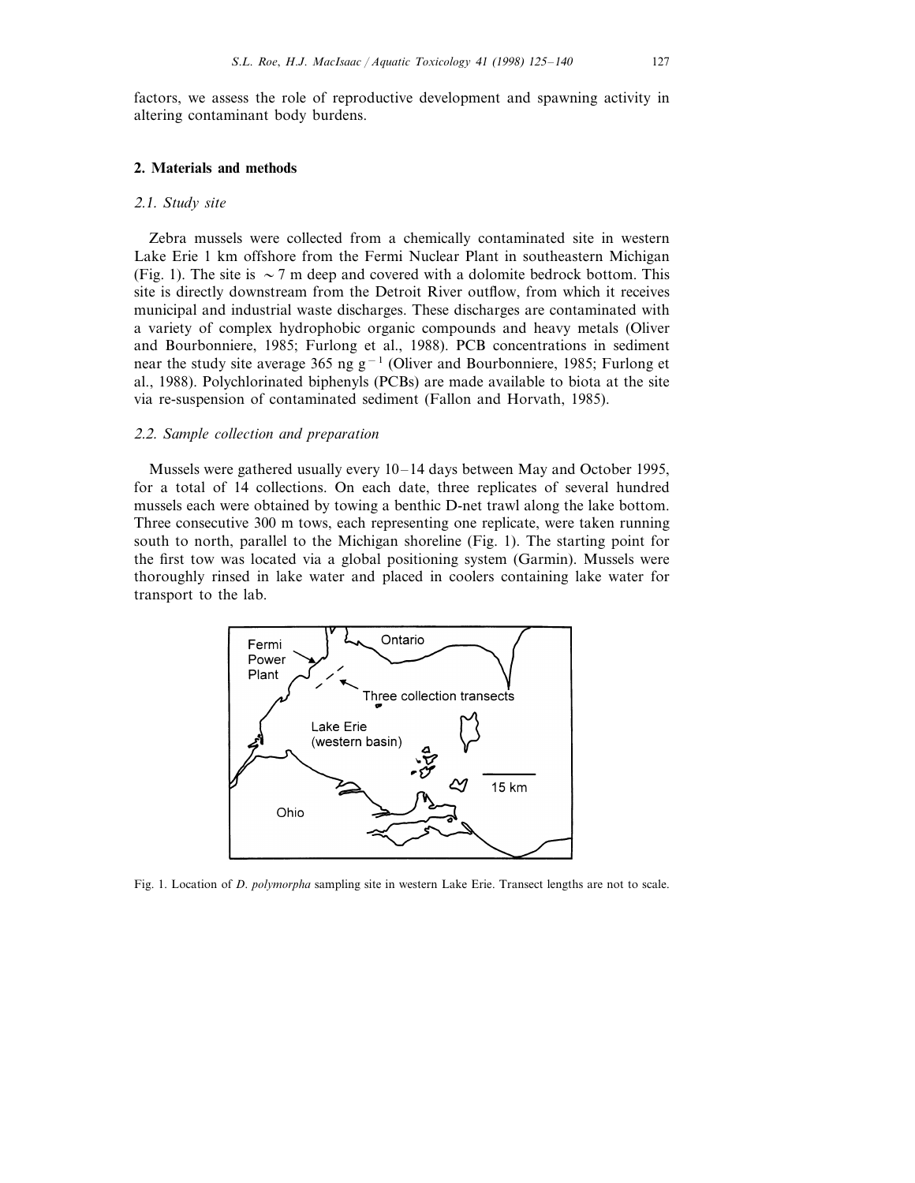factors, we assess the role of reproductive development and spawning activity in altering contaminant body burdens.

## 2. Materials and methods

### 2.1. Study site

Zebra mussels were collected from a chemically contaminated site in western Lake Erie 1 km offshore from the Fermi Nuclear Plant in southeastern Michigan (Fig. 1). The site is $\sim 7$ m deep and covered with a dolomite bedrock bottom. This site is directly downstream from the Detroit River outflow, from which it receives municipal and industrial waste discharges. These discharges are contaminated with a variety of complex hydrophobic organic compounds and heavy metals (Oliver and Bourbonniere, 1985; Furlong et al., 1988). PCB concentrations in sediment near the study site average 365 ng $g^{-1}$ (Oliver and Bourbonniere, 1985; Furlong et al., 1988). Polychlorinated biphenyls (PCBs) are made available to biota at the site via re-suspension of contaminated sediment (Fallon and Horvath, 1985).

### 2.2. Sample collection and preparation

Mussels were gathered usually every 10–14 days between May and October 1995, for a total of 14 collections. On each date, three replicates of several hundred mussels each were obtained by towing a benthic D-net trawl along the lake bottom. Three consecutive 300 m tows, each representing one replicate, were taken running south to north, parallel to the Michigan shoreline (Fig. 1). The starting point for the first tow was located via a global positioning system (Garmin). Mussels were thoroughly rinsed in lake water and placed in coolers containing lake water for transport to the lab.

Fig. 1. Location of *D. polymorpha* sampling site in western Lake Erie. Transect lengths are not to scale.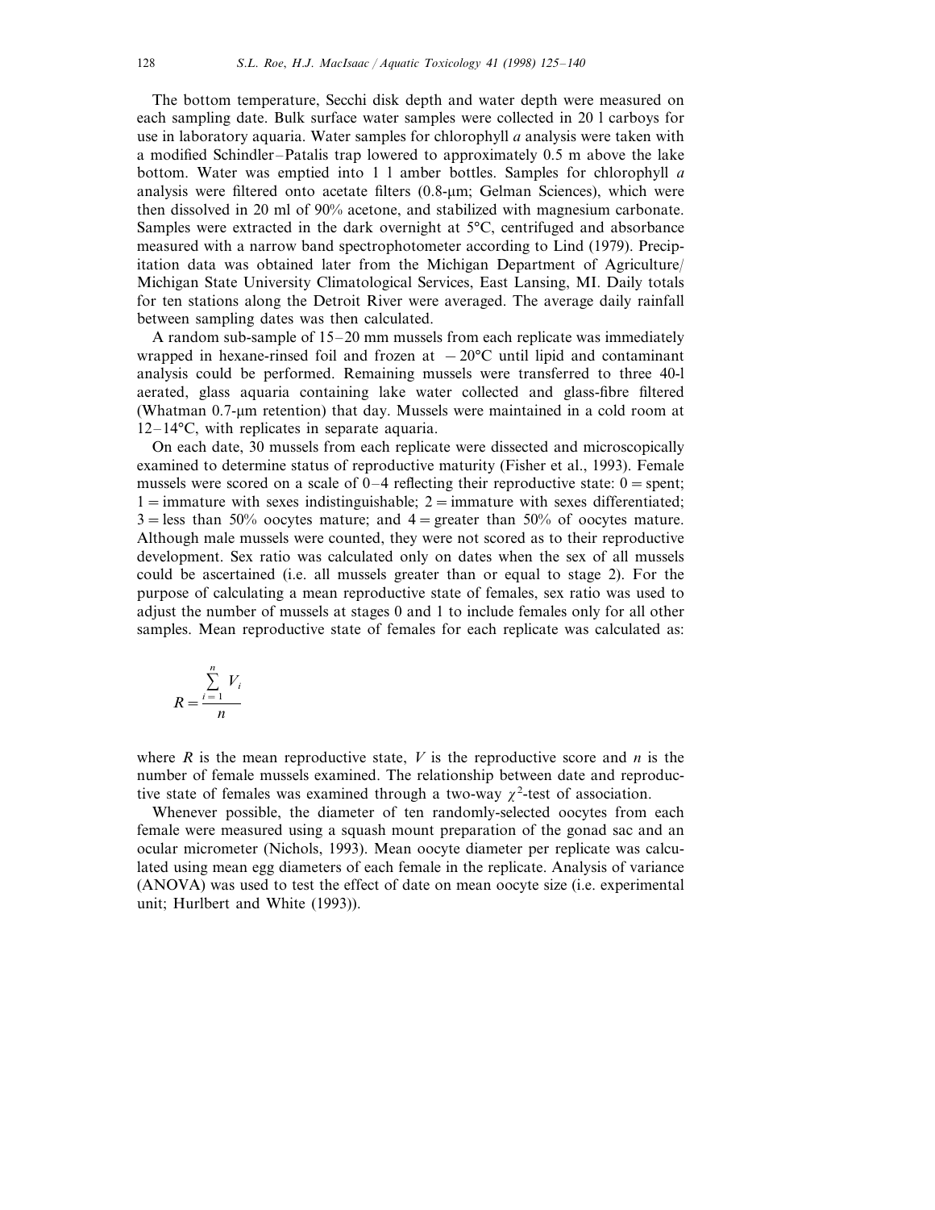The bottom temperature, Secchi disk depth and water depth were measured on each sampling date. Bulk surface water samples were collected in 20 l carboys for use in laboratory aquaria. Water samples for chlorophyll *a* analysis were taken with a modified Schindler–Patalis trap lowered to approximately 0.5 m above the lake bottom. Water was emptied into 1 l amber bottles. Samples for chlorophyll *a* analysis were filtered onto acetate filters (0.8-μm; Gelman Sciences), which were then dissolved in 20 ml of 90% acetone, and stabilized with magnesium carbonate. Samples were extracted in the dark overnight at 5°C, centrifuged and absorbance measured with a narrow band spectrophotometer according to Lind (1979). Precipitation data was obtained later from the Michigan Department of Agriculture/Michigan State University Climatological Services, East Lansing, MI. Daily totals for ten stations along the Detroit River were averaged. The average daily rainfall between sampling dates was then calculated.

A random sub-sample of 15–20 mm mussels from each replicate was immediately wrapped in hexane-rinsed foil and frozen at −20°C until lipid and contaminant analysis could be performed. Remaining mussels were transferred to three 40-l aerated, glass aquaria containing lake water collected and glass-fibre filtered (Whatman 0.7-μm retention) that day. Mussels were maintained in a cold room at 12–14°C, with replicates in separate aquaria.

On each date, 30 mussels from each replicate were dissected and microscopically examined to determine status of reproductive maturity (Fisher et al., 1993). Female mussels were scored on a scale of 0–4 reflecting their reproductive state: 0 = spent; 1 = immature with sexes indistinguishable; 2 = immature with sexes differentiated; 3 = less than 50% oocytes mature; and 4 = greater than 50% of oocytes mature. Although male mussels were counted, they were not scored as to their reproductive development. Sex ratio was calculated only on dates when the sex of all mussels could be ascertained (i.e. all mussels greater than or equal to stage 2). For the purpose of calculating a mean reproductive state of females, sex ratio was used to adjust the number of mussels at stages 0 and 1 to include females only for all other samples. Mean reproductive state of females for each replicate was calculated as:

$$R = \frac{\sum_{i=1}^{n} V_i}{n}$$

where $R$ is the mean reproductive state, $V$ is the reproductive score and $n$ is the number of female mussels examined. The relationship between date and reproductive state of females was examined through a two-way $\chi^2$-test of association.

Whenever possible, the diameter of ten randomly-selected oocytes from each female were measured using a squash mount preparation of the gonad sac and an ocular micrometer (Nichols, 1993). Mean oocyte diameter per replicate was calculated using mean egg diameters of each female in the replicate. Analysis of variance (ANOVA) was used to test the effect of date on mean oocyte size (i.e. experimental unit; Hurlbert and White (1993)).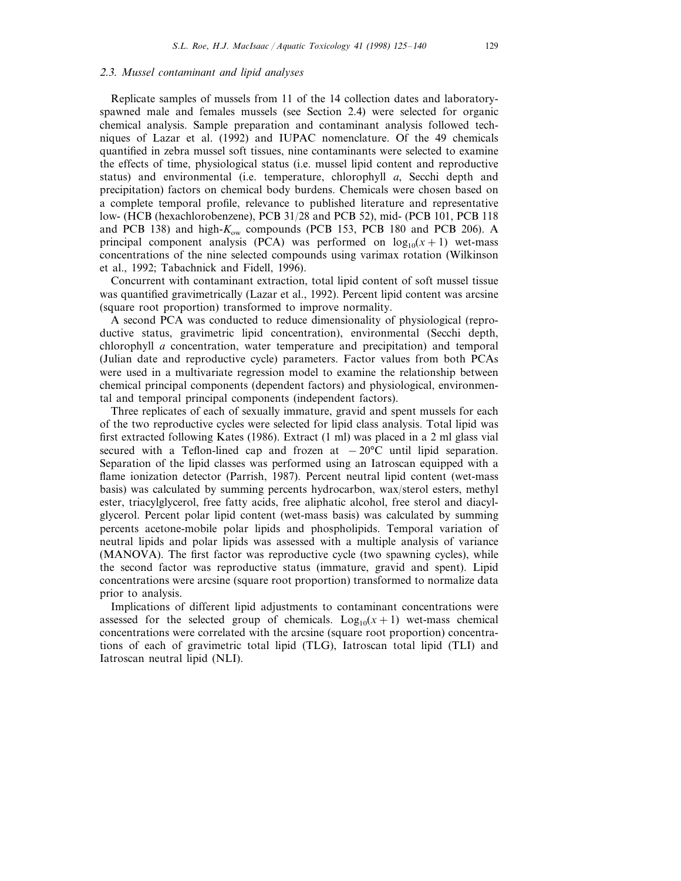### 2.3. Mussel contaminant and lipid analyses

Replicate samples of mussels from 11 of the 14 collection dates and laboratory-spawned male and females mussels (see Section 2.4) were selected for organic chemical analysis. Sample preparation and contaminant analysis followed techniques of Lazar et al. (1992) and IUPAC nomenclature. Of the 49 chemicals quantified in zebra mussel soft tissues, nine contaminants were selected to examine the effects of time, physiological status (i.e. mussel lipid content and reproductive status) and environmental (i.e. temperature, chlorophyll *a*, Secchi depth and precipitation) factors on chemical body burdens. Chemicals were chosen based on a complete temporal profile, relevance to published literature and representative low- (HCB (hexachlorobenzene), PCB 31/28 and PCB 52), mid- (PCB 101, PCB 118 and PCB 138) and high-$K_{ow}$ compounds (PCB 153, PCB 180 and PCB 206). A principal component analysis (PCA) was performed on $\log_{10}(x+1)$ wet-mass concentrations of the nine selected compounds using varimax rotation (Wilkinson et al., 1992; Tabachnick and Fidell, 1996).

Concurrent with contaminant extraction, total lipid content of soft mussel tissue was quantified gravimetrically (Lazar et al., 1992). Percent lipid content was arcsine (square root proportion) transformed to improve normality.

A second PCA was conducted to reduce dimensionality of physiological (reproductive status, gravimetric lipid concentration), environmental (Secchi depth, chlorophyll *a* concentration, water temperature and precipitation) and temporal (Julian date and reproductive cycle) parameters. Factor values from both PCAs were used in a multivariate regression model to examine the relationship between chemical principal components (dependent factors) and physiological, environmental and temporal principal components (independent factors).

Three replicates of each of sexually immature, gravid and spent mussels for each of the two reproductive cycles were selected for lipid class analysis. Total lipid was first extracted following Kates (1986). Extract (1 ml) was placed in a 2 ml glass vial secured with a Teflon-lined cap and frozen at $-20$°C until lipid separation. Separation of the lipid classes was performed using an Iatroscan equipped with a flame ionization detector (Parrish, 1987). Percent neutral lipid content (wet-mass basis) was calculated by summing percents hydrocarbon, wax/sterol esters, methyl ester, triacylglycerol, free fatty acids, free aliphatic alcohol, free sterol and diacylglycerol. Percent polar lipid content (wet-mass basis) was calculated by summing percents acetone-mobile polar lipids and phospholipids. Temporal variation of neutral lipids and polar lipids was assessed with a multiple analysis of variance (MANOVA). The first factor was reproductive cycle (two spawning cycles), while the second factor was reproductive status (immature, gravid and spent). Lipid concentrations were arcsine (square root proportion) transformed to normalize data prior to analysis.

Implications of different lipid adjustments to contaminant concentrations were assessed for the selected group of chemicals. $\text{Log}_{10}(x+1)$ wet-mass chemical concentrations were correlated with the arcsine (square root proportion) concentrations of each of gravimetric total lipid (TLG), Iatroscan total lipid (TLI) and Iatroscan neutral lipid (NLI).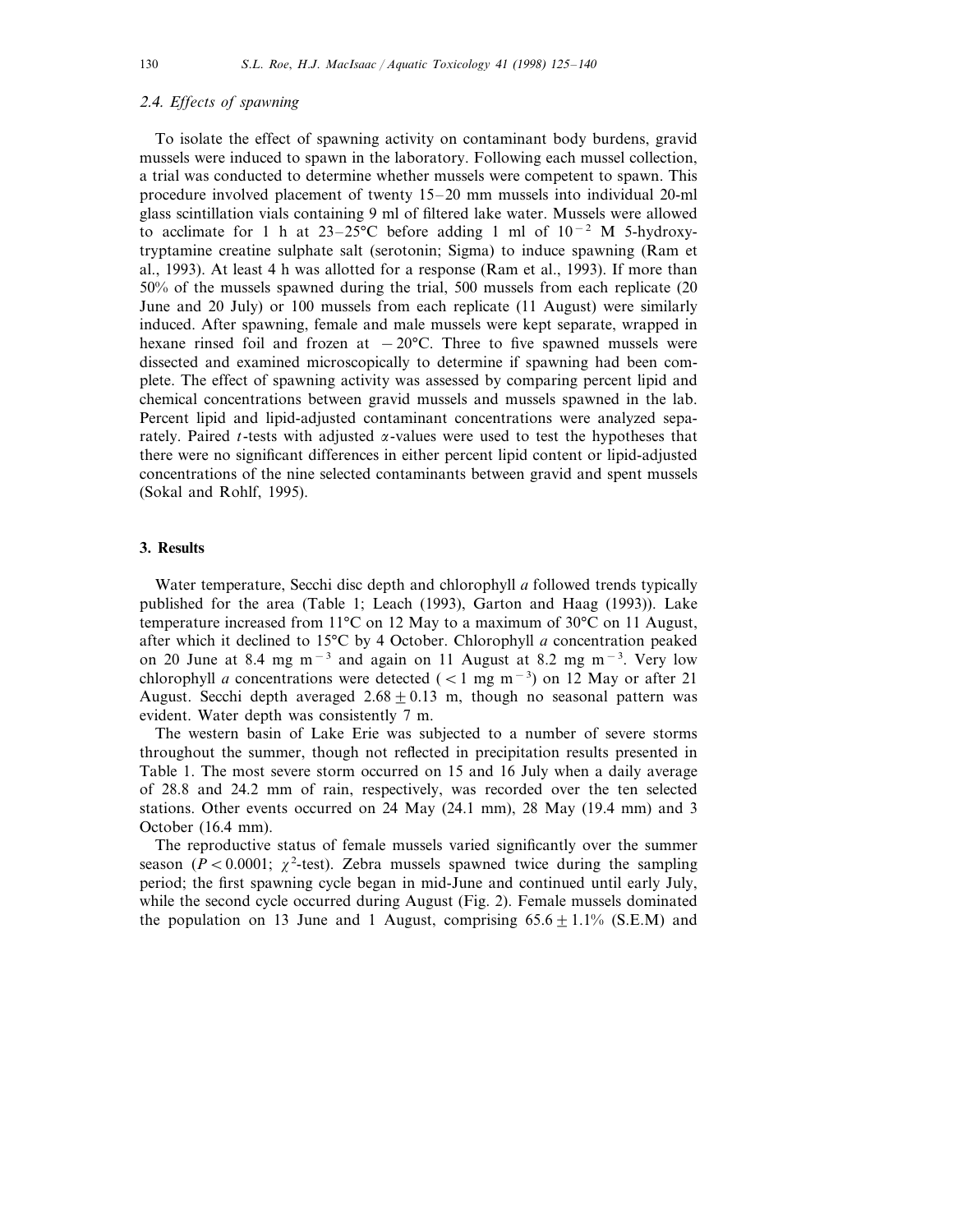### 2.4. Effects of spawning

To isolate the effect of spawning activity on contaminant body burdens, gravid mussels were induced to spawn in the laboratory. Following each mussel collection, a trial was conducted to determine whether mussels were competent to spawn. This procedure involved placement of twenty 15–20 mm mussels into individual 20-ml glass scintillation vials containing 9 ml of filtered lake water. Mussels were allowed to acclimate for 1 h at 23–25°C before adding 1 ml of $10^{-2}$ M 5-hydroxy-tryptamine creatine sulphate salt (serotonin; Sigma) to induce spawning (Ram et al., 1993). At least 4 h was allotted for a response (Ram et al., 1993). If more than 50% of the mussels spawned during the trial, 500 mussels from each replicate (20 June and 20 July) or 100 mussels from each replicate (11 August) were similarly induced. After spawning, female and male mussels were kept separate, wrapped in hexane rinsed foil and frozen at −20°C. Three to five spawned mussels were dissected and examined microscopically to determine if spawning had been complete. The effect of spawning activity was assessed by comparing percent lipid and chemical concentrations between gravid mussels and mussels spawned in the lab. Percent lipid and lipid-adjusted contaminant concentrations were analyzed separately. Paired $t$-tests with adjusted $\alpha$-values were used to test the hypotheses that there were no significant differences in either percent lipid content or lipid-adjusted concentrations of the nine selected contaminants between gravid and spent mussels (Sokal and Rohlf, 1995).

## 3. Results

Water temperature, Secchi disc depth and chlorophyll *a* followed trends typically published for the area (Table 1; Leach (1993), Garton and Haag (1993)). Lake temperature increased from 11°C on 12 May to a maximum of 30°C on 11 August, after which it declined to 15°C by 4 October. Chlorophyll *a* concentration peaked on 20 June at 8.4 mg $m^{-3}$ and again on 11 August at 8.2 mg $m^{-3}$. Very low chlorophyll *a* concentrations were detected ($<1$ mg $m^{-3}$) on 12 May or after 21 August. Secchi depth averaged $2.68 \pm 0.13$ m, though no seasonal pattern was evident. Water depth was consistently 7 m.

The western basin of Lake Erie was subjected to a number of severe storms throughout the summer, though not reflected in precipitation results presented in Table 1. The most severe storm occurred on 15 and 16 July when a daily average of 28.8 and 24.2 mm of rain, respectively, was recorded over the ten selected stations. Other events occurred on 24 May (24.1 mm), 28 May (19.4 mm) and 3 October (16.4 mm).

The reproductive status of female mussels varied significantly over the summer season ($P < 0.0001$; $\chi^2$-test). Zebra mussels spawned twice during the sampling period; the first spawning cycle began in mid-June and continued until early July, while the second cycle occurred during August (Fig. 2). Female mussels dominated the population on 13 June and 1 August, comprising $65.6 \pm 1.1$% (S.E.M) and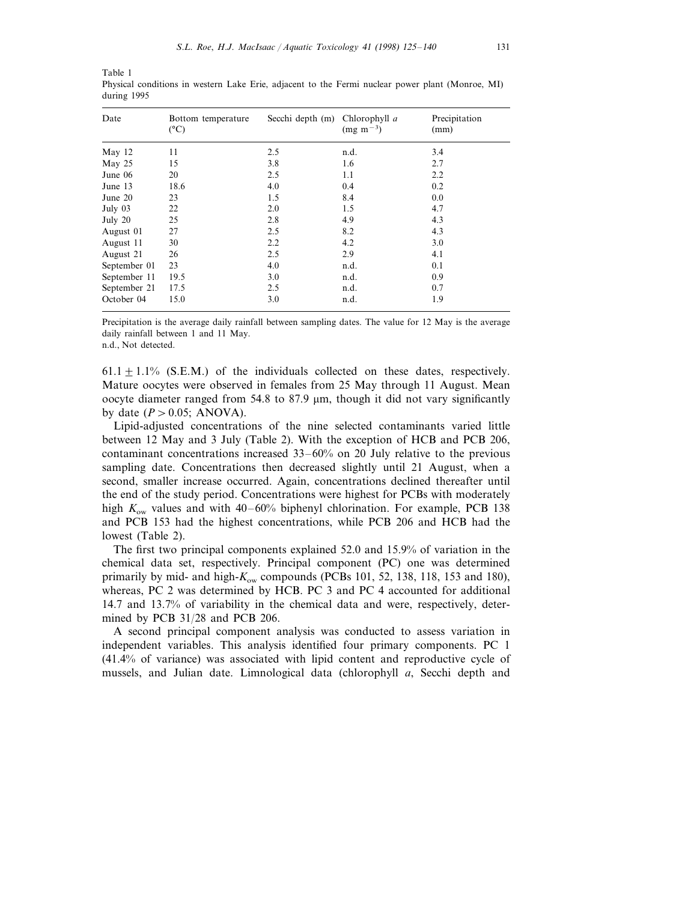Table 1
Physical conditions in western Lake Erie, adjacent to the Fermi nuclear power plant (Monroe, MI) during 1995

| Date | Bottom temperature (°C) | Secchi depth (m) | Chlorophyll *a* (mg m$^{-3}$) | Precipitation (mm) |
|---|---|---|---|---|
| May 12 | 11 | 2.5 | n.d. | 3.4 |
| May 25 | 15 | 3.8 | 1.6 | 2.7 |
| June 06 | 20 | 2.5 | 1.1 | 2.2 |
| June 13 | 18.6 | 4.0 | 0.4 | 0.2 |
| June 20 | 23 | 1.5 | 8.4 | 0.0 |
| July 03 | 22 | 2.0 | 1.5 | 4.7 |
| July 20 | 25 | 2.8 | 4.9 | 4.3 |
| August 01 | 27 | 2.5 | 8.2 | 4.3 |
| August 11 | 30 | 2.2 | 4.2 | 3.0 |
| August 21 | 26 | 2.5 | 2.9 | 4.1 |
| September 01 | 23 | 4.0 | n.d. | 0.1 |
| September 11 | 19.5 | 3.0 | n.d. | 0.9 |
| September 21 | 17.5 | 2.5 | n.d. | 0.7 |
| October 04 | 15.0 | 3.0 | n.d. | 1.9 |

Precipitation is the average daily rainfall between sampling dates. The value for 12 May is the average daily rainfall between 1 and 11 May.
n.d., Not detected.

$61.1 \pm 1.1\%$ (S.E.M.) of the individuals collected on these dates, respectively. Mature oocytes were observed in females from 25 May through 11 August. Mean oocyte diameter ranged from 54.8 to 87.9 μm, though it did not vary significantly by date ($P > 0.05$; ANOVA).

Lipid-adjusted concentrations of the nine selected contaminants varied little between 12 May and 3 July (Table 2). With the exception of HCB and PCB 206, contaminant concentrations increased 33–60% on 20 July relative to the previous sampling date. Concentrations then decreased slightly until 21 August, when a second, smaller increase occurred. Again, concentrations declined thereafter until the end of the study period. Concentrations were highest for PCBs with moderately high $K_{ow}$ values and with 40–60% biphenyl chlorination. For example, PCB 138 and PCB 153 had the highest concentrations, while PCB 206 and HCB had the lowest (Table 2).

The first two principal components explained 52.0 and 15.9% of variation in the chemical data set, respectively. Principal component (PC) one was determined primarily by mid- and high-$K_{ow}$ compounds (PCBs 101, 52, 138, 118, 153 and 180), whereas, PC 2 was determined by HCB. PC 3 and PC 4 accounted for additional 14.7 and 13.7% of variability in the chemical data and were, respectively, determined by PCB 31/28 and PCB 206.

A second principal component analysis was conducted to assess variation in independent variables. This analysis identified four primary components. PC 1 (41.4% of variance) was associated with lipid content and reproductive cycle of mussels, and Julian date. Limnological data (chlorophyll *a*, Secchi depth and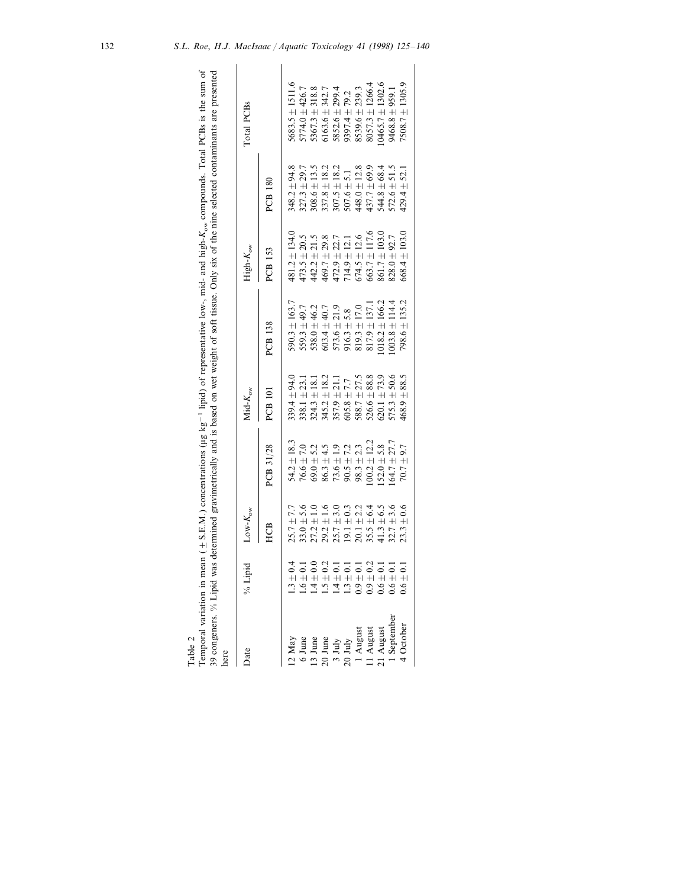Table 2

Temporal variation in mean (± S.E.M.) concentrations (μg kg$^{-1}$ lipid) of representative low-, mid- and high-$K_{ow}$ compounds. Total PCBs is the sum of 39 congeners. % Lipid was determined gravimetrically and is based on wet weight of soft tissue. Only six of the nine selected contaminants are presented here

| Date | % Lipid | Low-$K_{ow}$ | | Mid-$K_{ow}$ | | High-$K_{ow}$ | | Total PCBs |
|---|---|---|---|---|---|---|---|---|
| | | HCB | PCB 31/28 | PCB 101 | PCB 138 | PCB 153 | PCB 180 | |
| 12 May | 1.3 ± 0.4 | 25.7 ± 7.7 | 54.2 ± 18.3 | 339.4 ± 94.0 | 590.3 ± 163.7 | 481.2 ± 134.0 | 348.2 ± 94.8 | 5683.5 ± 1511.6 |
| 6 June | 1.6 ± 0.1 | 33.0 ± 5.6 | 76.6 ± 7.0 | 338.1 ± 23.1 | 559.3 ± 49.7 | 473.5 ± 20.5 | 327.3 ± 29.7 | 5774.0 ± 426.7 |
| 13 June | 1.4 ± 0.0 | 27.2 ± 1.0 | 69.0 ± 5.2 | 324.3 ± 18.1 | 538.0 ± 46.2 | 442.2 ± 21.5 | 308.6 ± 13.5 | 5367.3 ± 318.8 |
| 20 June | 1.5 ± 0.2 | 29.2 ± 1.6 | 86.3 ± 4.5 | 345.2 ± 18.2 | 603.4 ± 40.7 | 469.7 ± 29.8 | 337.8 ± 18.2 | 6163.6 ± 342.7 |
| 3 July | 1.4 ± 0.1 | 25.7 ± 3.0 | 73.6 ± 1.9 | 357.9 ± 21.1 | 573.6 ± 21.9 | 472.9 ± 22.7 | 307.5 ± 18.2 | 5852.6 ± 299.4 |
| 20 July | 1.3 ± 0.1 | 19.1 ± 0.3 | 90.5 ± 7.2 | 605.8 ± 7.7 | 916.3 ± 5.8 | 714.9 ± 12.1 | 507.6 ± 5.1 | 9397.4 ± 79.2 |
| 1 August | 0.9 ± 0.1 | 20.1 ± 2.2 | 98.3 ± 2.3 | 588.7 ± 27.5 | 819.3 ± 17.0 | 674.5 ± 12.6 | 448.0 ± 12.8 | 8539.6 ± 239.3 |
| 11 August | 0.9 ± 0.2 | 35.5 ± 6.4 | 100.2 ± 12.2 | 526.6 ± 88.8 | 817.9 ± 137.1 | 663.7 ± 117.6 | 437.7 ± 69.9 | 8057.3 ± 1266.4 |
| 21 August | 0.6 ± 0.1 | 41.3 ± 6.5 | 152.0 ± 5.8 | 620.1 ± 73.9 | 1018.2 ± 166.2 | 861.7 ± 103.0 | 544.8 ± 68.4 | 10465.7 ± 1302.6 |
| 1 September | 0.6 ± 0.1 | 32.7 ± 3.6 | 164.7 ± 27.7 | 575.3 ± 50.6 | 1003.8 ± 114.4 | 828.0 ± 92.7 | 572.6 ± 51.5 | 9468.8 ± 959.1 |
| 4 October | 0.6 ± 0.1 | 23.3 ± 0.6 | 70.7 ± 9.7 | 468.9 ± 88.5 | 798.6 ± 135.2 | 668.4 ± 103.0 | 429.4 ± 52.1 | 7508.7 ± 1305.9 |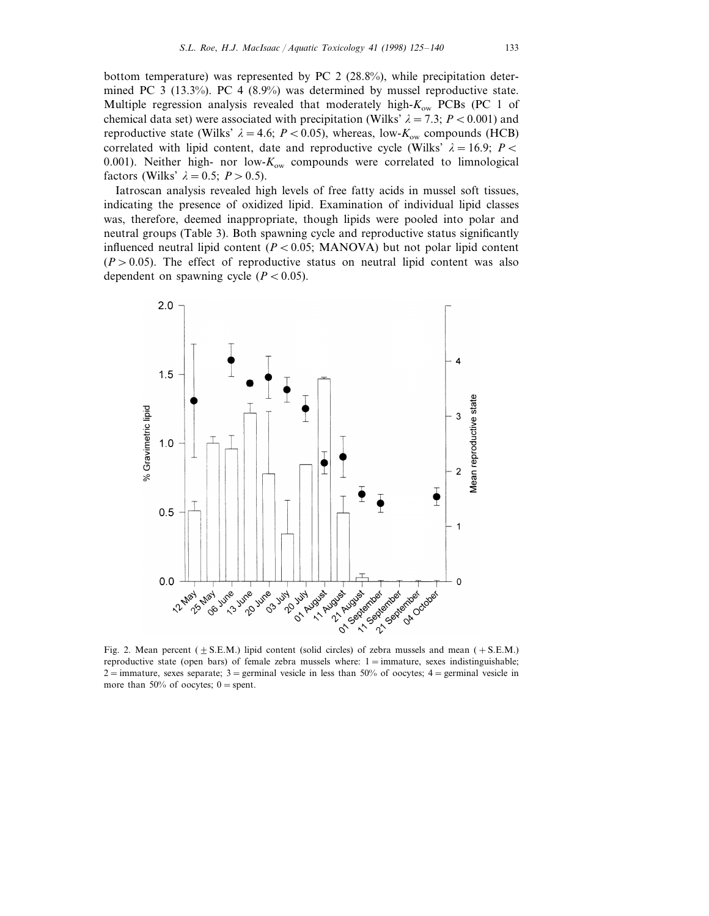bottom temperature) was represented by PC 2 (28.8%), while precipitation determined PC 3 (13.3%). PC 4 (8.9%) was determined by mussel reproductive state. Multiple regression analysis revealed that moderately high-$K_{ow}$ PCBs (PC 1 of chemical data set) were associated with precipitation (Wilks' $\lambda = 7.3$; $P < 0.001$) and reproductive state (Wilks' $\lambda = 4.6$; $P < 0.05$), whereas, low-$K_{ow}$ compounds (HCB) correlated with lipid content, date and reproductive cycle (Wilks' $\lambda = 16.9$; $P < 0.001$). Neither high- nor low-$K_{ow}$ compounds were correlated to limnological factors (Wilks' $\lambda = 0.5$; $P > 0.5$).

Iatroscan analysis revealed high levels of free fatty acids in mussel soft tissues, indicating the presence of oxidized lipid. Examination of individual lipid classes was, therefore, deemed inappropriate, though lipids were pooled into polar and neutral groups (Table 3). Both spawning cycle and reproductive status significantly influenced neutral lipid content ($P < 0.05$; MANOVA) but not polar lipid content ($P > 0.05$). The effect of reproductive status on neutral lipid content was also dependent on spawning cycle ($P < 0.05$).

Fig. 2. Mean percent ($\pm$ S.E.M.) lipid content (solid circles) of zebra mussels and mean (+ S.E.M.) reproductive state (open bars) of female zebra mussels where: 1 = immature, sexes indistinguishable; 2 = immature, sexes separate; 3 = germinal vesicle in less than 50% of oocytes; 4 = germinal vesicle in more than 50% of oocytes; 0 = spent.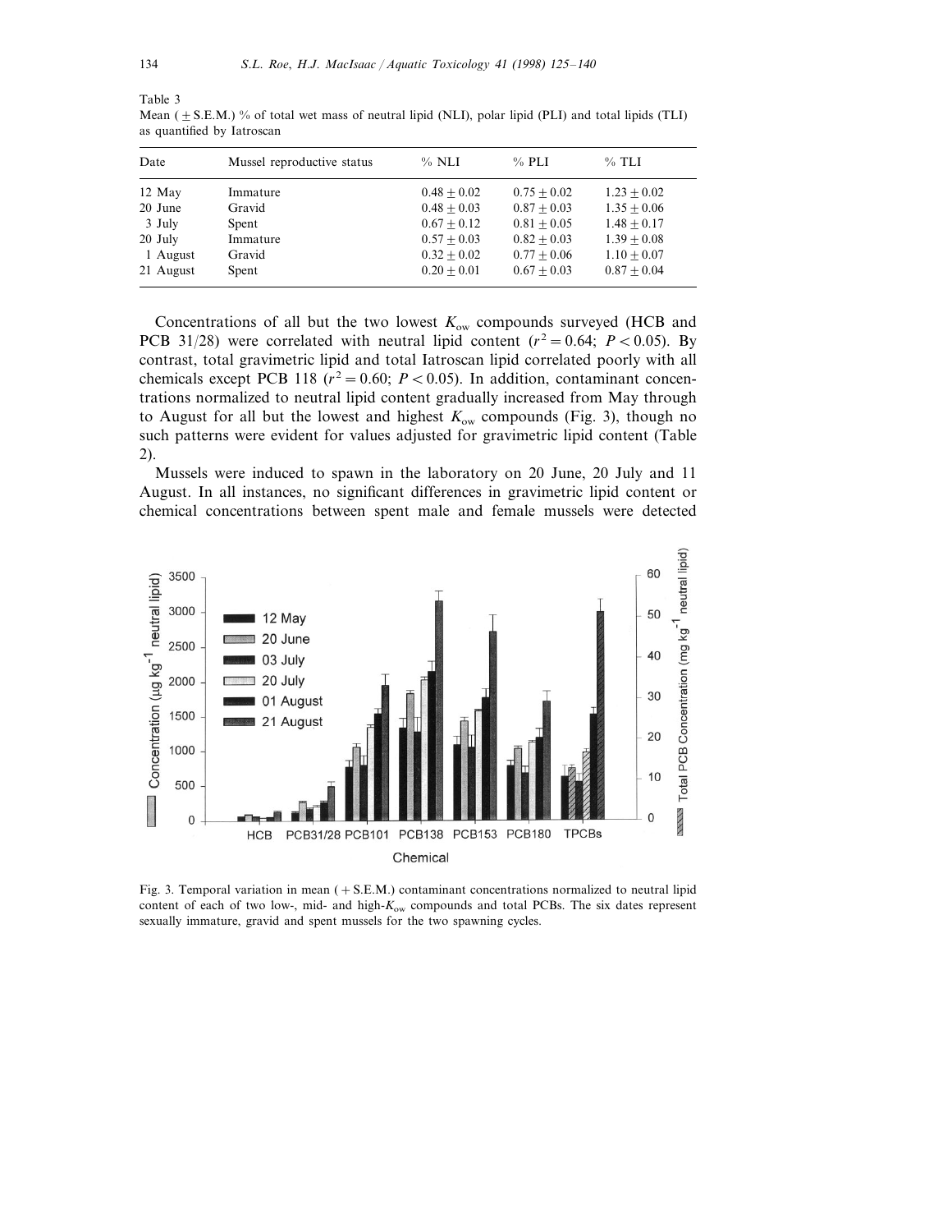Table 3
Mean ( ± S.E.M.) % of total wet mass of neutral lipid (NLI), polar lipid (PLI) and total lipids (TLI) as quantified by Iatroscan

| Date | Mussel reproductive status | % NLI | % PLI | % TLI |
|---|---|---|---|---|
| 12 May | Immature | $0.48 \pm 0.02$ | $0.75 \pm 0.02$ | $1.23 \pm 0.02$ |
| 20 June | Gravid | $0.48 \pm 0.03$ | $0.87 \pm 0.03$ | $1.35 \pm 0.06$ |
| 3 July | Spent | $0.67 \pm 0.12$ | $0.81 \pm 0.05$ | $1.48 \pm 0.17$ |
| 20 July | Immature | $0.57 \pm 0.03$ | $0.82 \pm 0.03$ | $1.39 \pm 0.08$ |
| 1 August | Gravid | $0.32 \pm 0.02$ | $0.77 \pm 0.06$ | $1.10 \pm 0.07$ |
| 21 August | Spent | $0.20 \pm 0.01$ | $0.67 \pm 0.03$ | $0.87 \pm 0.04$ |

Concentrations of all but the two lowest $K_{ow}$ compounds surveyed (HCB and PCB 31/28) were correlated with neutral lipid content ($r^2 = 0.64$; $P < 0.05$). By contrast, total gravimetric lipid and total Iatroscan lipid correlated poorly with all chemicals except PCB 118 ($r^2 = 0.60$; $P < 0.05$). In addition, contaminant concentrations normalized to neutral lipid content gradually increased from May through to August for all but the lowest and highest $K_{ow}$ compounds (Fig. 3), though no such patterns were evident for values adjusted for gravimetric lipid content (Table 2).

Mussels were induced to spawn in the laboratory on 20 June, 20 July and 11 August. In all instances, no significant differences in gravimetric lipid content or chemical concentrations between spent male and female mussels were detected

Fig. 3. Temporal variation in mean ( + S.E.M.) contaminant concentrations normalized to neutral lipid content of each of two low-, mid- and high-$K_{ow}$ compounds and total PCBs. The six dates represent sexually immature, gravid and spent mussels for the two spawning cycles.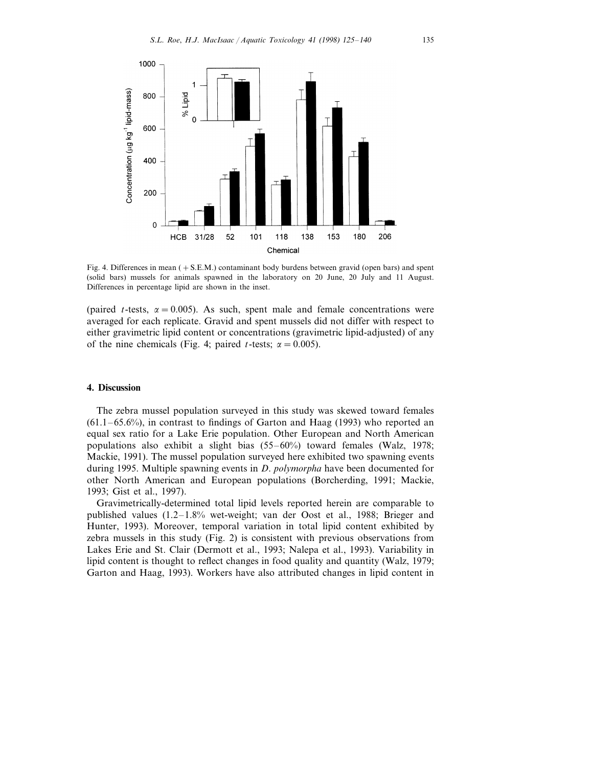Fig. 4. Differences in mean ( + S.E.M.) contaminant body burdens between gravid (open bars) and spent (solid bars) mussels for animals spawned in the laboratory on 20 June, 20 July and 11 August. Differences in percentage lipid are shown in the inset.

(paired $t$-tests, $\alpha = 0.005$). As such, spent male and female concentrations were averaged for each replicate. Gravid and spent mussels did not differ with respect to either gravimetric lipid content or concentrations (gravimetric lipid-adjusted) of any of the nine chemicals (Fig. 4; paired $t$-tests; $\alpha = 0.005$).

## 4. Discussion

The zebra mussel population surveyed in this study was skewed toward females (61.1–65.6%), in contrast to findings of Garton and Haag (1993) who reported an equal sex ratio for a Lake Erie population. Other European and North American populations also exhibit a slight bias (55–60%) toward females (Walz, 1978; Mackie, 1991). The mussel population surveyed here exhibited two spawning events during 1995. Multiple spawning events in *D. polymorpha* have been documented for other North American and European populations (Borcherding, 1991; Mackie, 1993; Gist et al., 1997).

Gravimetrically-determined total lipid levels reported herein are comparable to published values (1.2–1.8% wet-weight; van der Oost et al., 1988; Brieger and Hunter, 1993). Moreover, temporal variation in total lipid content exhibited by zebra mussels in this study (Fig. 2) is consistent with previous observations from Lakes Erie and St. Clair (Dermott et al., 1993; Nalepa et al., 1993). Variability in lipid content is thought to reflect changes in food quality and quantity (Walz, 1979; Garton and Haag, 1993). Workers have also attributed changes in lipid content in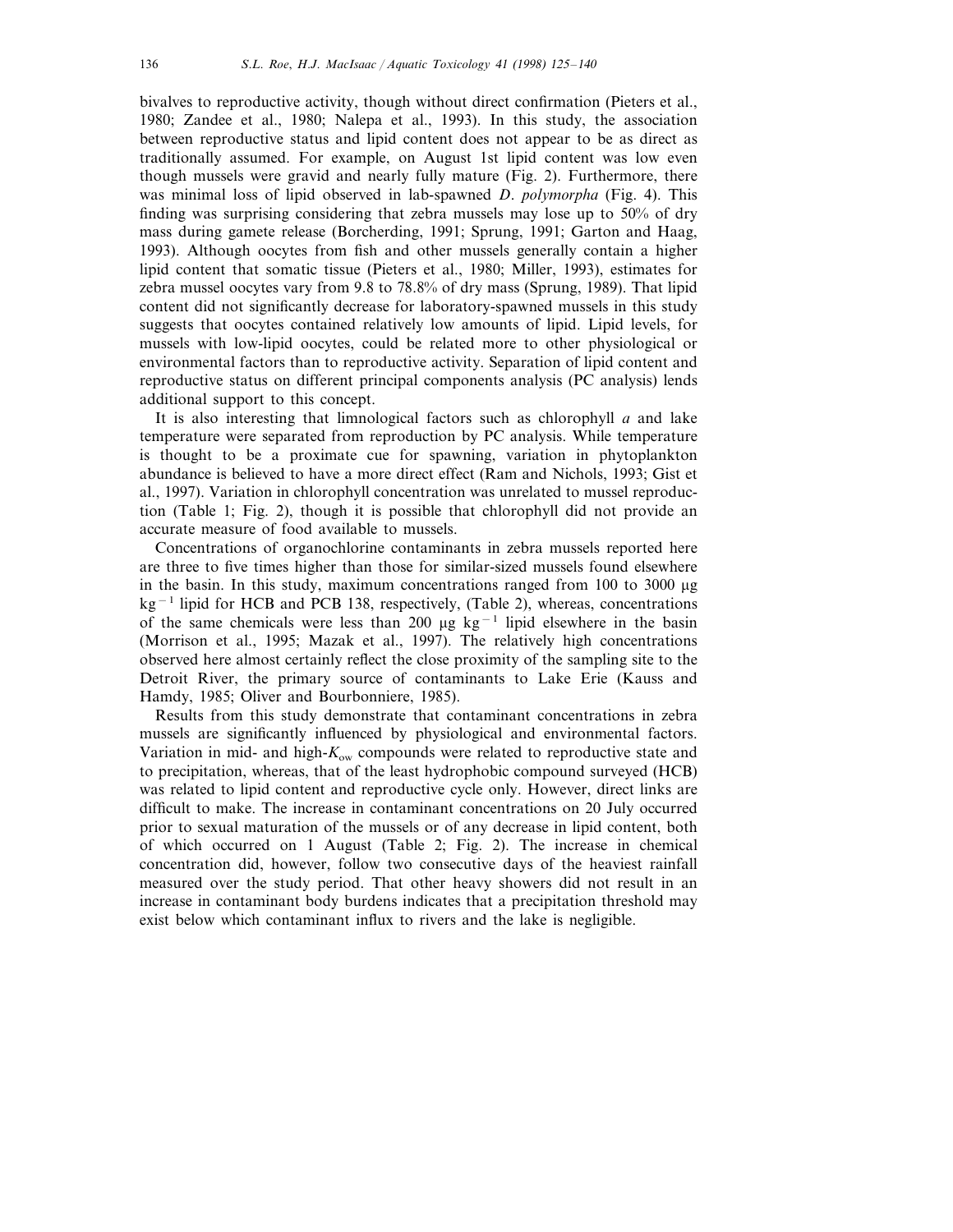bivalves to reproductive activity, though without direct confirmation (Pieters et al., 1980; Zandee et al., 1980; Nalepa et al., 1993). In this study, the association between reproductive status and lipid content does not appear to be as direct as traditionally assumed. For example, on August 1st lipid content was low even though mussels were gravid and nearly fully mature (Fig. 2). Furthermore, there was minimal loss of lipid observed in lab-spawned *D. polymorpha* (Fig. 4). This finding was surprising considering that zebra mussels may lose up to 50% of dry mass during gamete release (Borcherding, 1991; Sprung, 1991; Garton and Haag, 1993). Although oocytes from fish and other mussels generally contain a higher lipid content that somatic tissue (Pieters et al., 1980; Miller, 1993), estimates for zebra mussel oocytes vary from 9.8 to 78.8% of dry mass (Sprung, 1989). That lipid content did not significantly decrease for laboratory-spawned mussels in this study suggests that oocytes contained relatively low amounts of lipid. Lipid levels, for mussels with low-lipid oocytes, could be related more to other physiological or environmental factors than to reproductive activity. Separation of lipid content and reproductive status on different principal components analysis (PC analysis) lends additional support to this concept.

It is also interesting that limnological factors such as chlorophyll *a* and lake temperature were separated from reproduction by PC analysis. While temperature is thought to be a proximate cue for spawning, variation in phytoplankton abundance is believed to have a more direct effect (Ram and Nichols, 1993; Gist et al., 1997). Variation in chlorophyll concentration was unrelated to mussel reproduction (Table 1; Fig. 2), though it is possible that chlorophyll did not provide an accurate measure of food available to mussels.

Concentrations of organochlorine contaminants in zebra mussels reported here are three to five times higher than those for similar-sized mussels found elsewhere in the basin. In this study, maximum concentrations ranged from 100 to 3000 μg $kg^{-1}$ lipid for HCB and PCB 138, respectively, (Table 2), whereas, concentrations of the same chemicals were less than 200 μg $kg^{-1}$ lipid elsewhere in the basin (Morrison et al., 1995; Mazak et al., 1997). The relatively high concentrations observed here almost certainly reflect the close proximity of the sampling site to the Detroit River, the primary source of contaminants to Lake Erie (Kauss and Hamdy, 1985; Oliver and Bourbonniere, 1985).

Results from this study demonstrate that contaminant concentrations in zebra mussels are significantly influenced by physiological and environmental factors. Variation in mid- and high-$K_{ow}$ compounds were related to reproductive state and to precipitation, whereas, that of the least hydrophobic compound surveyed (HCB) was related to lipid content and reproductive cycle only. However, direct links are difficult to make. The increase in contaminant concentrations on 20 July occurred prior to sexual maturation of the mussels or of any decrease in lipid content, both of which occurred on 1 August (Table 2; Fig. 2). The increase in chemical concentration did, however, follow two consecutive days of the heaviest rainfall measured over the study period. That other heavy showers did not result in an increase in contaminant body burdens indicates that a precipitation threshold may exist below which contaminant influx to rivers and the lake is negligible.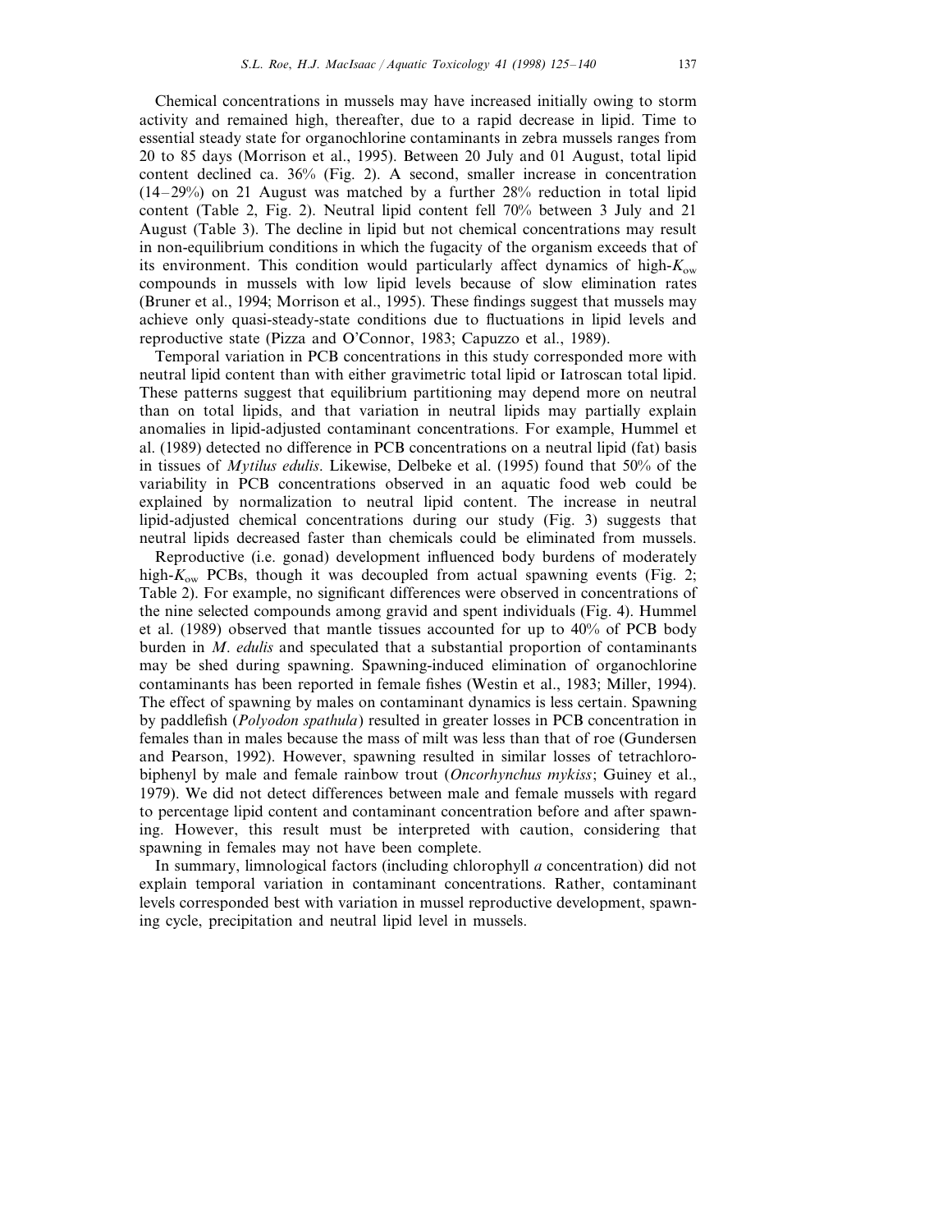Chemical concentrations in mussels may have increased initially owing to storm activity and remained high, thereafter, due to a rapid decrease in lipid. Time to essential steady state for organochlorine contaminants in zebra mussels ranges from 20 to 85 days (Morrison et al., 1995). Between 20 July and 01 August, total lipid content declined ca. 36% (Fig. 2). A second, smaller increase in concentration (14–29%) on 21 August was matched by a further 28% reduction in total lipid content (Table 2, Fig. 2). Neutral lipid content fell 70% between 3 July and 21 August (Table 3). The decline in lipid but not chemical concentrations may result in non-equilibrium conditions in which the fugacity of the organism exceeds that of its environment. This condition would particularly affect dynamics of high-$K_{ow}$ compounds in mussels with low lipid levels because of slow elimination rates (Bruner et al., 1994; Morrison et al., 1995). These findings suggest that mussels may achieve only quasi-steady-state conditions due to fluctuations in lipid levels and reproductive state (Pizza and O'Connor, 1983; Capuzzo et al., 1989).

Temporal variation in PCB concentrations in this study corresponded more with neutral lipid content than with either gravimetric total lipid or Iatroscan total lipid. These patterns suggest that equilibrium partitioning may depend more on neutral than on total lipids, and that variation in neutral lipids may partially explain anomalies in lipid-adjusted contaminant concentrations. For example, Hummel et al. (1989) detected no difference in PCB concentrations on a neutral lipid (fat) basis in tissues of *Mytilus edulis*. Likewise, Delbeke et al. (1995) found that 50% of the variability in PCB concentrations observed in an aquatic food web could be explained by normalization to neutral lipid content. The increase in neutral lipid-adjusted chemical concentrations during our study (Fig. 3) suggests that neutral lipids decreased faster than chemicals could be eliminated from mussels.

Reproductive (i.e. gonad) development influenced body burdens of moderately high-$K_{ow}$ PCBs, though it was decoupled from actual spawning events (Fig. 2; Table 2). For example, no significant differences were observed in concentrations of the nine selected compounds among gravid and spent individuals (Fig. 4). Hummel et al. (1989) observed that mantle tissues accounted for up to 40% of PCB body burden in *M. edulis* and speculated that a substantial proportion of contaminants may be shed during spawning. Spawning-induced elimination of organochlorine contaminants has been reported in female fishes (Westin et al., 1983; Miller, 1994). The effect of spawning by males on contaminant dynamics is less certain. Spawning by paddlefish (*Polyodon spathula*) resulted in greater losses in PCB concentration in females than in males because the mass of milt was less than that of roe (Gundersen and Pearson, 1992). However, spawning resulted in similar losses of tetrachlorobiphenyl by male and female rainbow trout (*Oncorhynchus mykiss*; Guiney et al., 1979). We did not detect differences between male and female mussels with regard to percentage lipid content and contaminant concentration before and after spawning. However, this result must be interpreted with caution, considering that spawning in females may not have been complete.

In summary, limnological factors (including chlorophyll *a* concentration) did not explain temporal variation in contaminant concentrations. Rather, contaminant levels corresponded best with variation in mussel reproductive development, spawning cycle, precipitation and neutral lipid level in mussels.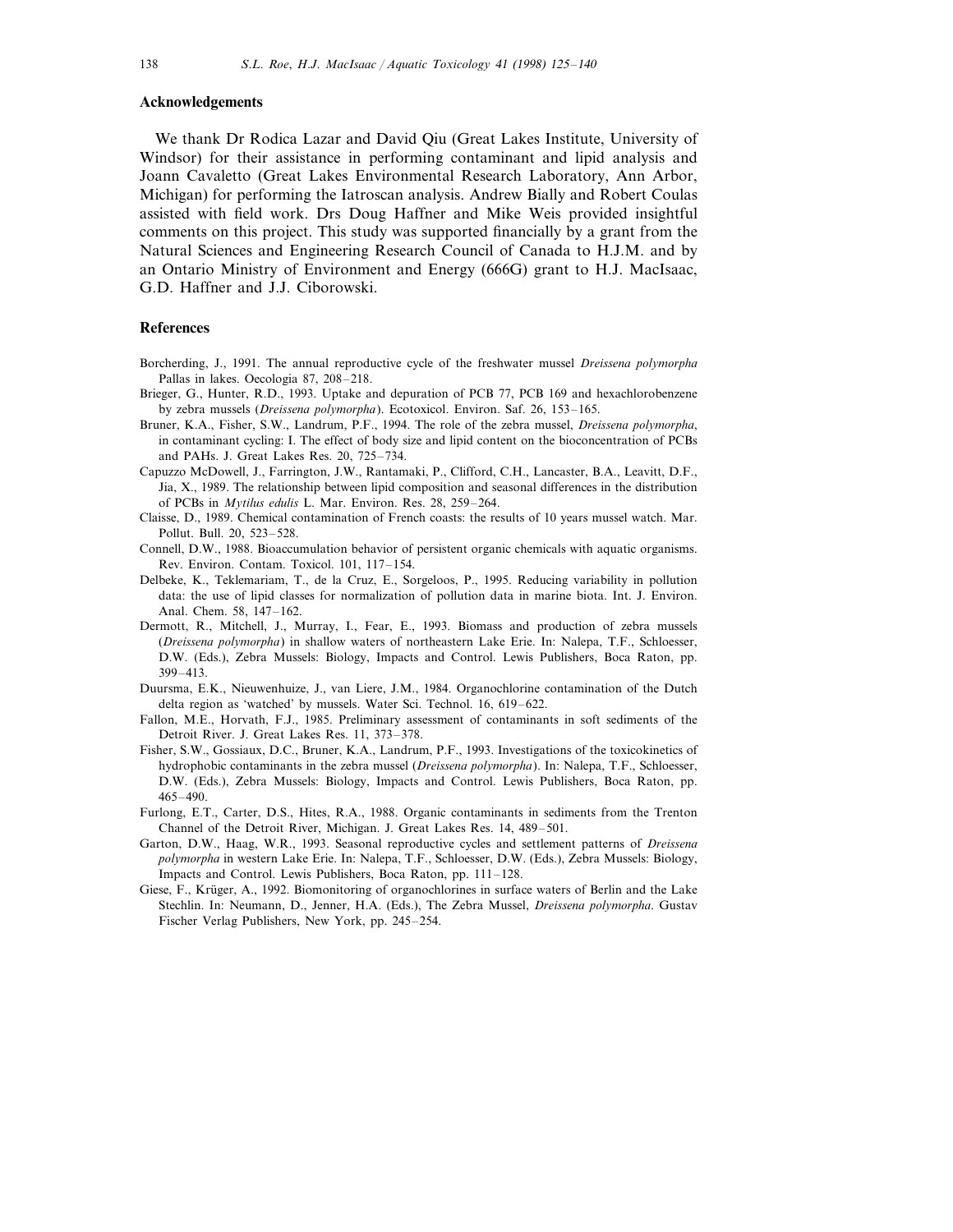## Acknowledgements

We thank Dr Rodica Lazar and David Qiu (Great Lakes Institute, University of Windsor) for their assistance in performing contaminant and lipid analysis and Joann Cavaletto (Great Lakes Environmental Research Laboratory, Ann Arbor, Michigan) for performing the Iatroscan analysis. Andrew Bially and Robert Coulas assisted with field work. Drs Doug Haffner and Mike Weis provided insightful comments on this project. This study was supported financially by a grant from the Natural Sciences and Engineering Research Council of Canada to H.J.M. and by an Ontario Ministry of Environment and Energy (666G) grant to H.J. MacIsaac, G.D. Haffner and J.J. Ciborowski.

## References

Borcherding, J., 1991. The annual reproductive cycle of the freshwater mussel *Dreissena polymorpha* Pallas in lakes. Oecologia 87, 208–218.

Brieger, G., Hunter, R.D., 1993. Uptake and depuration of PCB 77, PCB 169 and hexachlorobenzene by zebra mussels (*Dreissena polymorpha*). Ecotoxicol. Environ. Saf. 26, 153–165.

Bruner, K.A., Fisher, S.W., Landrum, P.F., 1994. The role of the zebra mussel, *Dreissena polymorpha*, in contaminant cycling: I. The effect of body size and lipid content on the bioconcentration of PCBs and PAHs. J. Great Lakes Res. 20, 725–734.

Capuzzo McDowell, J., Farrington, J.W., Rantamaki, P., Clifford, C.H., Lancaster, B.A., Leavitt, D.F., Jia, X., 1989. The relationship between lipid composition and seasonal differences in the distribution of PCBs in *Mytilus edulis* L. Mar. Environ. Res. 28, 259–264.

Claisse, D., 1989. Chemical contamination of French coasts: the results of 10 years mussel watch. Mar. Pollut. Bull. 20, 523–528.

Connell, D.W., 1988. Bioaccumulation behavior of persistent organic chemicals with aquatic organisms. Rev. Environ. Contam. Toxicol. 101, 117–154.

Delbeke, K., Teklemariam, T., de la Cruz, E., Sorgeloos, P., 1995. Reducing variability in pollution data: the use of lipid classes for normalization of pollution data in marine biota. Int. J. Environ. Anal. Chem. 58, 147–162.

Dermott, R., Mitchell, J., Murray, I., Fear, E., 1993. Biomass and production of zebra mussels (*Dreissena polymorpha*) in shallow waters of northeastern Lake Erie. In: Nalepa, T.F., Schloesser, D.W. (Eds.), Zebra Mussels: Biology, Impacts and Control. Lewis Publishers, Boca Raton, pp. 399–413.

Duursma, E.K., Nieuwenhuize, J., van Liere, J.M., 1984. Organochlorine contamination of the Dutch delta region as 'watched' by mussels. Water Sci. Technol. 16, 619–622.

Fallon, M.E., Horvath, F.J., 1985. Preliminary assessment of contaminants in soft sediments of the Detroit River. J. Great Lakes Res. 11, 373–378.

Fisher, S.W., Gossiaux, D.C., Bruner, K.A., Landrum, P.F., 1993. Investigations of the toxicokinetics of hydrophobic contaminants in the zebra mussel (*Dreissena polymorpha*). In: Nalepa, T.F., Schloesser, D.W. (Eds.), Zebra Mussels: Biology, Impacts and Control. Lewis Publishers, Boca Raton, pp. 465–490.

Furlong, E.T., Carter, D.S., Hites, R.A., 1988. Organic contaminants in sediments from the Trenton Channel of the Detroit River, Michigan. J. Great Lakes Res. 14, 489–501.

Garton, D.W., Haag, W.R., 1993. Seasonal reproductive cycles and settlement patterns of *Dreissena polymorpha* in western Lake Erie. In: Nalepa, T.F., Schloesser, D.W. (Eds.), Zebra Mussels: Biology, Impacts and Control. Lewis Publishers, Boca Raton, pp. 111–128.

Giese, F., Krüger, A., 1992. Biomonitoring of organochlorines in surface waters of Berlin and the Lake Stechlin. In: Neumann, D., Jenner, H.A. (Eds.), The Zebra Mussel, *Dreissena polymorpha*. Gustav Fischer Verlag Publishers, New York, pp. 245–254.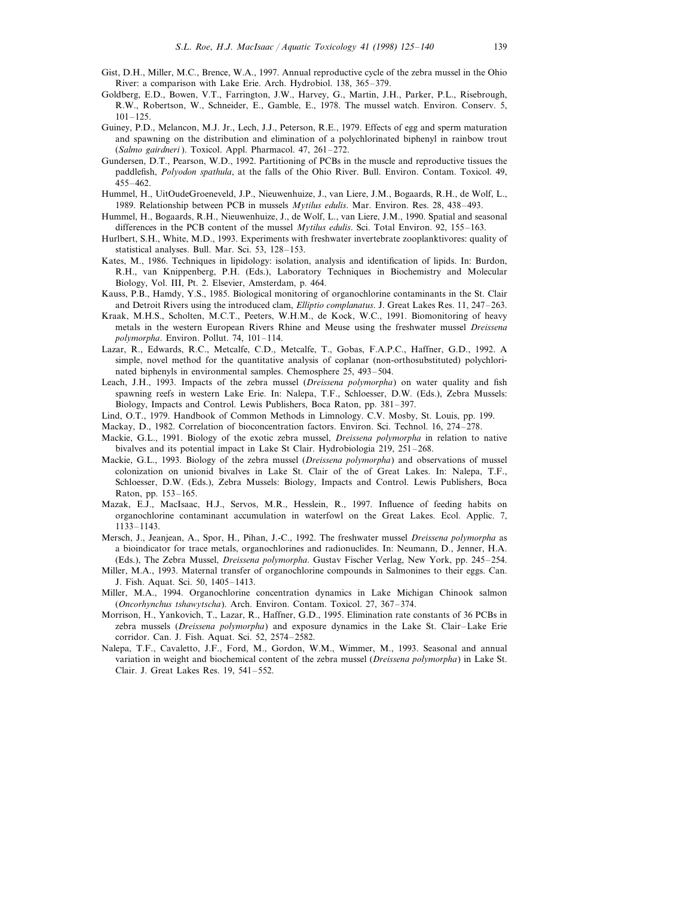Gist, D.H., Miller, M.C., Brence, W.A., 1997. Annual reproductive cycle of the zebra mussel in the Ohio River: a comparison with Lake Erie. Arch. Hydrobiol. 138, 365–379.

Goldberg, E.D., Bowen, V.T., Farrington, J.W., Harvey, G., Martin, J.H., Parker, P.L., Risebrough, R.W., Robertson, W., Schneider, E., Gamble, E., 1978. The mussel watch. Environ. Conserv. 5, 101–125.

Guiney, P.D., Melancon, M.J. Jr., Lech, J.J., Peterson, R.E., 1979. Effects of egg and sperm maturation and spawning on the distribution and elimination of a polychlorinated biphenyl in rainbow trout (*Salmo gairdneri*). Toxicol. Appl. Pharmacol. 47, 261–272.

Gundersen, D.T., Pearson, W.D., 1992. Partitioning of PCBs in the muscle and reproductive tissues the paddlefish, *Polyodon spathula*, at the falls of the Ohio River. Bull. Environ. Contam. Toxicol. 49, 455–462.

Hummel, H., UitOudeGroeneveld, J.P., Nieuwenhuize, J., van Liere, J.M., Bogaards, R.H., de Wolf, L., 1989. Relationship between PCB in mussels *Mytilus edulis*. Mar. Environ. Res. 28, 438–493.

Hummel, H., Bogaards, R.H., Nieuwenhuize, J., de Wolf, L., van Liere, J.M., 1990. Spatial and seasonal differences in the PCB content of the mussel *Mytilus edulis*. Sci. Total Environ. 92, 155–163.

Hurlbert, S.H., White, M.D., 1993. Experiments with freshwater invertebrate zooplanktivores: quality of statistical analyses. Bull. Mar. Sci. 53, 128–153.

Kates, M., 1986. Techniques in lipidology: isolation, analysis and identification of lipids. In: Burdon, R.H., van Knippenberg, P.H. (Eds.), Laboratory Techniques in Biochemistry and Molecular Biology, Vol. III, Pt. 2. Elsevier, Amsterdam, p. 464.

Kauss, P.B., Hamdy, Y.S., 1985. Biological monitoring of organochlorine contaminants in the St. Clair and Detroit Rivers using the introduced clam, *Elliptio complanatus*. J. Great Lakes Res. 11, 247–263.

Kraak, M.H.S., Scholten, M.C.T., Peeters, W.H.M., de Kock, W.C., 1991. Biomonitoring of heavy metals in the western European Rivers Rhine and Meuse using the freshwater mussel *Dreissena polymorpha*. Environ. Pollut. 74, 101–114.

Lazar, R., Edwards, R.C., Metcalfe, C.D., Metcalfe, T., Gobas, F.A.P.C., Haffner, G.D., 1992. A simple, novel method for the quantitative analysis of coplanar (non-orthosubstituted) polychlorinated biphenyls in environmental samples. Chemosphere 25, 493–504.

Leach, J.H., 1993. Impacts of the zebra mussel (*Dreissena polymorpha*) on water quality and fish spawning reefs in western Lake Erie. In: Nalepa, T.F., Schloesser, D.W. (Eds.), Zebra Mussels: Biology, Impacts and Control. Lewis Publishers, Boca Raton, pp. 381–397.

Lind, O.T., 1979. Handbook of Common Methods in Limnology. C.V. Mosby, St. Louis, pp. 199.

Mackay, D., 1982. Correlation of bioconcentration factors. Environ. Sci. Technol. 16, 274–278.

Mackie, G.L., 1991. Biology of the exotic zebra mussel, *Dreissena polymorpha* in relation to native bivalves and its potential impact in Lake St Clair. Hydrobiologia 219, 251–268.

Mackie, G.L., 1993. Biology of the zebra mussel (*Dreissena polymorpha*) and observations of mussel colonization on unionid bivalves in Lake St. Clair of the of Great Lakes. In: Nalepa, T.F., Schloesser, D.W. (Eds.), Zebra Mussels: Biology, Impacts and Control. Lewis Publishers, Boca Raton, pp. 153–165.

Mazak, E.J., MacIsaac, H.J., Servos, M.R., Hesslein, R., 1997. Influence of feeding habits on organochlorine contaminant accumulation in waterfowl on the Great Lakes. Ecol. Applic. 7, 1133–1143.

Mersch, J., Jeanjean, A., Spor, H., Pihan, J.-C., 1992. The freshwater mussel *Dreissena polymorpha* as a bioindicator for trace metals, organochlorines and radionuclides. In: Neumann, D., Jenner, H.A. (Eds.), The Zebra Mussel, *Dreissena polymorpha*. Gustav Fischer Verlag, New York, pp. 245–254.

Miller, M.A., 1993. Maternal transfer of organochlorine compounds in Salmonines to their eggs. Can. J. Fish. Aquat. Sci. 50, 1405–1413.

Miller, M.A., 1994. Organochlorine concentration dynamics in Lake Michigan Chinook salmon (*Oncorhynchus tshawytscha*). Arch. Environ. Contam. Toxicol. 27, 367–374.

Morrison, H., Yankovich, T., Lazar, R., Haffner, G.D., 1995. Elimination rate constants of 36 PCBs in zebra mussels (*Dreissena polymorpha*) and exposure dynamics in the Lake St. Clair–Lake Erie corridor. Can. J. Fish. Aquat. Sci. 52, 2574–2582.

Nalepa, T.F., Cavaletto, J.F., Ford, M., Gordon, W.M., Wimmer, M., 1993. Seasonal and annual variation in weight and biochemical content of the zebra mussel (*Dreissena polymorpha*) in Lake St. Clair. J. Great Lakes Res. 19, 541–552.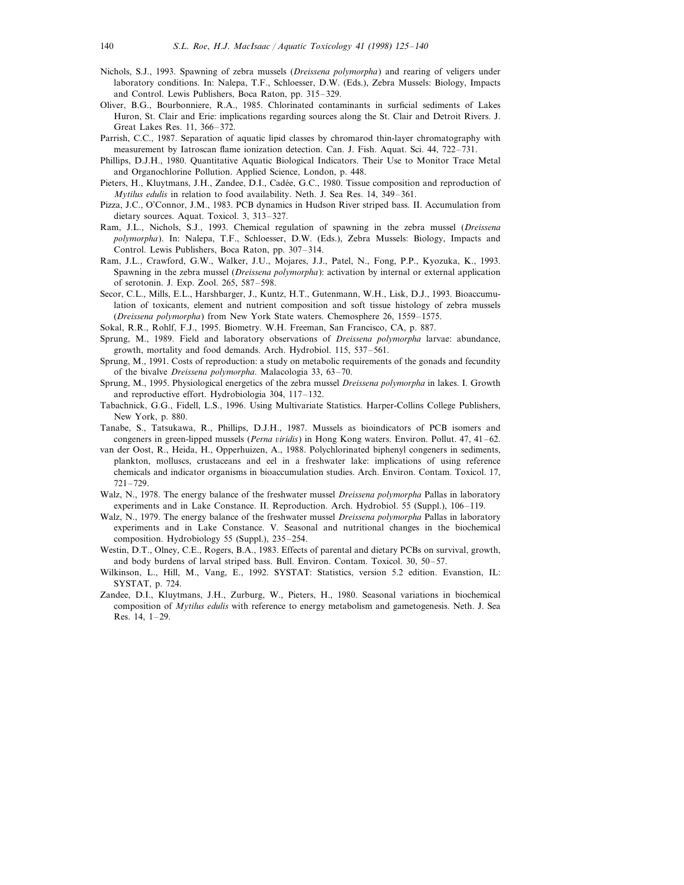Nichols, S.J., 1993. Spawning of zebra mussels (*Dreissena polymorpha*) and rearing of veligers under laboratory conditions. In: Nalepa, T.F., Schloesser, D.W. (Eds.), Zebra Mussels: Biology, Impacts and Control. Lewis Publishers, Boca Raton, pp. 315–329.

Oliver, B.G., Bourbonniere, R.A., 1985. Chlorinated contaminants in surficial sediments of Lakes Huron, St. Clair and Erie: implications regarding sources along the St. Clair and Detroit Rivers. J. Great Lakes Res. 11, 366–372.

Parrish, C.C., 1987. Separation of aquatic lipid classes by chromarod thin-layer chromatography with measurement by Iatroscan flame ionization detection. Can. J. Fish. Aquat. Sci. 44, 722–731.

Phillips, D.J.H., 1980. Quantitative Aquatic Biological Indicators. Their Use to Monitor Trace Metal and Organochlorine Pollution. Applied Science, London, p. 448.

Pieters, H., Kluytmans, J.H., Zandee, D.I., Cadée, G.C., 1980. Tissue composition and reproduction of *Mytilus edulis* in relation to food availability. Neth. J. Sea Res. 14, 349–361.

Pizza, J.C., O'Connor, J.M., 1983. PCB dynamics in Hudson River striped bass. II. Accumulation from dietary sources. Aquat. Toxicol. 3, 313–327.

Ram, J.L., Nichols, S.J., 1993. Chemical regulation of spawning in the zebra mussel (*Dreissena polymorpha*). In: Nalepa, T.F., Schloesser, D.W. (Eds.), Zebra Mussels: Biology, Impacts and Control. Lewis Publishers, Boca Raton, pp. 307–314.

Ram, J.L., Crawford, G.W., Walker, J.U., Mojares, J.J., Patel, N., Fong, P.P., Kyozuka, K., 1993. Spawning in the zebra mussel (*Dreissena polymorpha*): activation by internal or external application of serotonin. J. Exp. Zool. 265, 587–598.

Secor, C.L., Mills, E.L., Harshbarger, J., Kuntz, H.T., Gutenmann, W.H., Lisk, D.J., 1993. Bioaccumulation of toxicants, element and nutrient composition and soft tissue histology of zebra mussels (*Dreissena polymorpha*) from New York State waters. Chemosphere 26, 1559–1575.

Sokal, R.R., Rohlf, F.J., 1995. Biometry. W.H. Freeman, San Francisco, CA, p. 887.

Sprung, M., 1989. Field and laboratory observations of *Dreissena polymorpha* larvae: abundance, growth, mortality and food demands. Arch. Hydrobiol. 115, 537–561.

Sprung, M., 1991. Costs of reproduction: a study on metabolic requirements of the gonads and fecundity of the bivalve *Dreissena polymorpha*. Malacologia 33, 63–70.

Sprung, M., 1995. Physiological energetics of the zebra mussel *Dreissena polymorpha* in lakes. I. Growth and reproductive effort. Hydrobiologia 304, 117–132.

Tabachnick, G.G., Fidell, L.S., 1996. Using Multivariate Statistics. Harper-Collins College Publishers, New York, p. 880.

Tanabe, S., Tatsukawa, R., Phillips, D.J.H., 1987. Mussels as bioindicators of PCB isomers and congeners in green-lipped mussels (*Perna viridis*) in Hong Kong waters. Environ. Pollut. 47, 41–62.

van der Oost, R., Heida, H., Opperhuizen, A., 1988. Polychlorinated biphenyl congeners in sediments, plankton, molluscs, crustaceans and eel in a freshwater lake: implications of using reference chemicals and indicator organisms in bioaccumulation studies. Arch. Environ. Contam. Toxicol. 17, 721–729.

Walz, N., 1978. The energy balance of the freshwater mussel *Dreissena polymorpha* Pallas in laboratory experiments and in Lake Constance. II. Reproduction. Arch. Hydrobiol. 55 (Suppl.), 106–119.

Walz, N., 1979. The energy balance of the freshwater mussel *Dreissena polymorpha* Pallas in laboratory experiments and in Lake Constance. V. Seasonal and nutritional changes in the biochemical composition. Hydrobiology 55 (Suppl.), 235–254.

Westin, D.T., Olney, C.E., Rogers, B.A., 1983. Effects of parental and dietary PCBs on survival, growth, and body burdens of larval striped bass. Bull. Environ. Contam. Toxicol. 30, 50–57.

Wilkinson, L., Hill, M., Vang, E., 1992. SYSTAT: Statistics, version 5.2 edition. Evanstion, IL: SYSTAT, p. 724.

Zandee, D.I., Kluytmans, J.H., Zurburg, W., Pieters, H., 1980. Seasonal variations in biochemical composition of *Mytilus edulis* with reference to energy metabolism and gametogenesis. Neth. J. Sea Res. 14, 1–29.